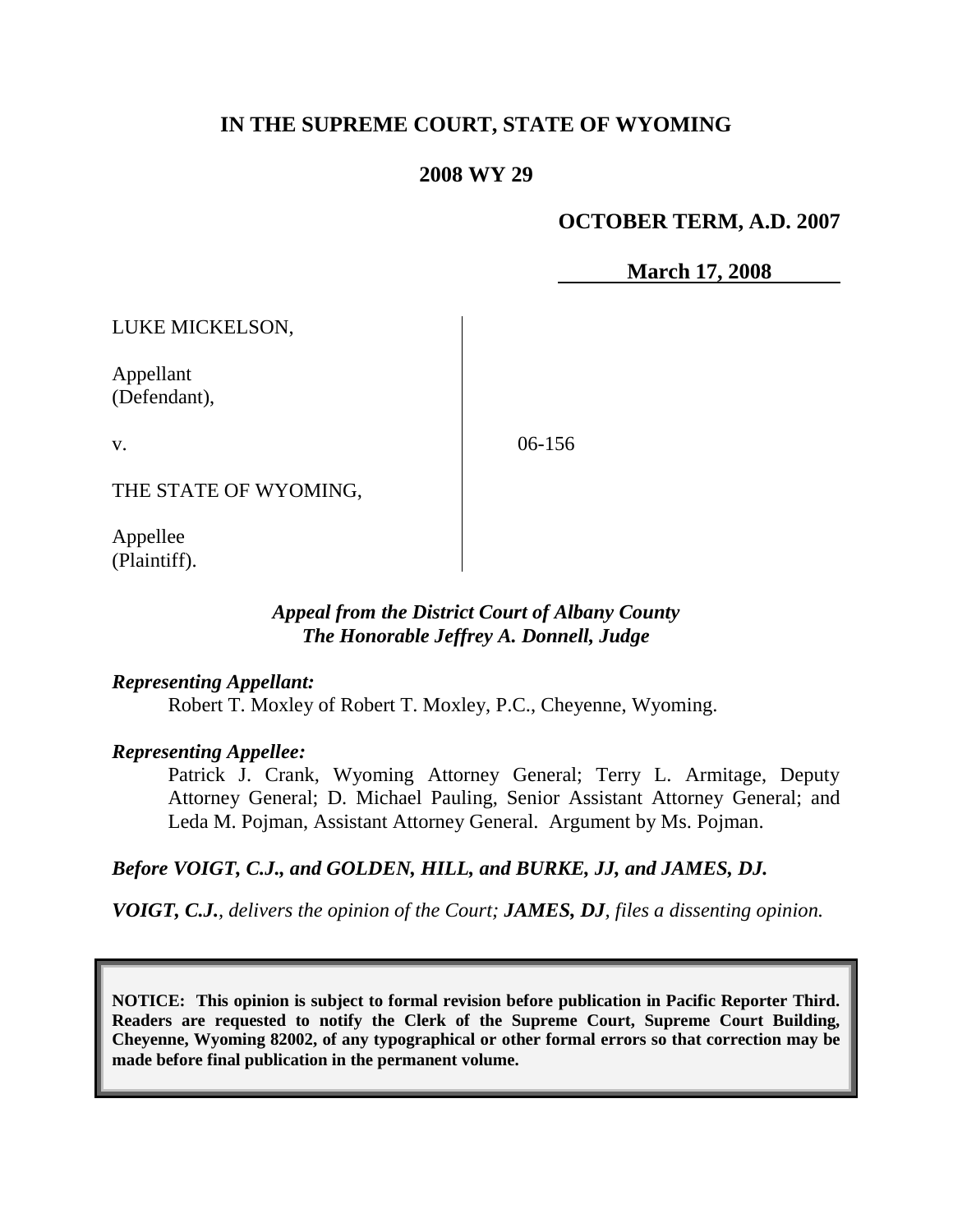# IN THE SUPREME COURT, STATE OF WYOMING

## 2008 WY 29

**OCTOBER TERM, A.D. 2007**

**March 17, 2008**

| | | |
|---|---|---|
| LUKE MICKELSON,<br><br>Appellant<br>(Defendant),<br><br>v.<br><br>THE STATE OF WYOMING,<br><br>Appellee<br>(Plaintiff). | | 06-156 |

***Appeal from the District Court of Albany County***
***The Honorable Jeffrey A. Donnell, Judge***

***Representing Appellant:***

Robert T. Moxley of Robert T. Moxley, P.C., Cheyenne, Wyoming.

***Representing Appellee:***

Patrick J. Crank, Wyoming Attorney General; Terry L. Armitage, Deputy Attorney General; D. Michael Pauling, Senior Assistant Attorney General; and Leda M. Pojman, Assistant Attorney General. Argument by Ms. Pojman.

***Before VOIGT, C.J., and GOLDEN, HILL, and BURKE, JJ, and JAMES, DJ.***

***VOIGT, C.J.**, delivers the opinion of the Court; **JAMES, DJ**, files a dissenting opinion.*

**NOTICE: This opinion is subject to formal revision before publication in Pacific Reporter Third. Readers are requested to notify the Clerk of the Supreme Court, Supreme Court Building, Cheyenne, Wyoming 82002, of any typographical or other formal errors so that correction may be made before final publication in the permanent volume.**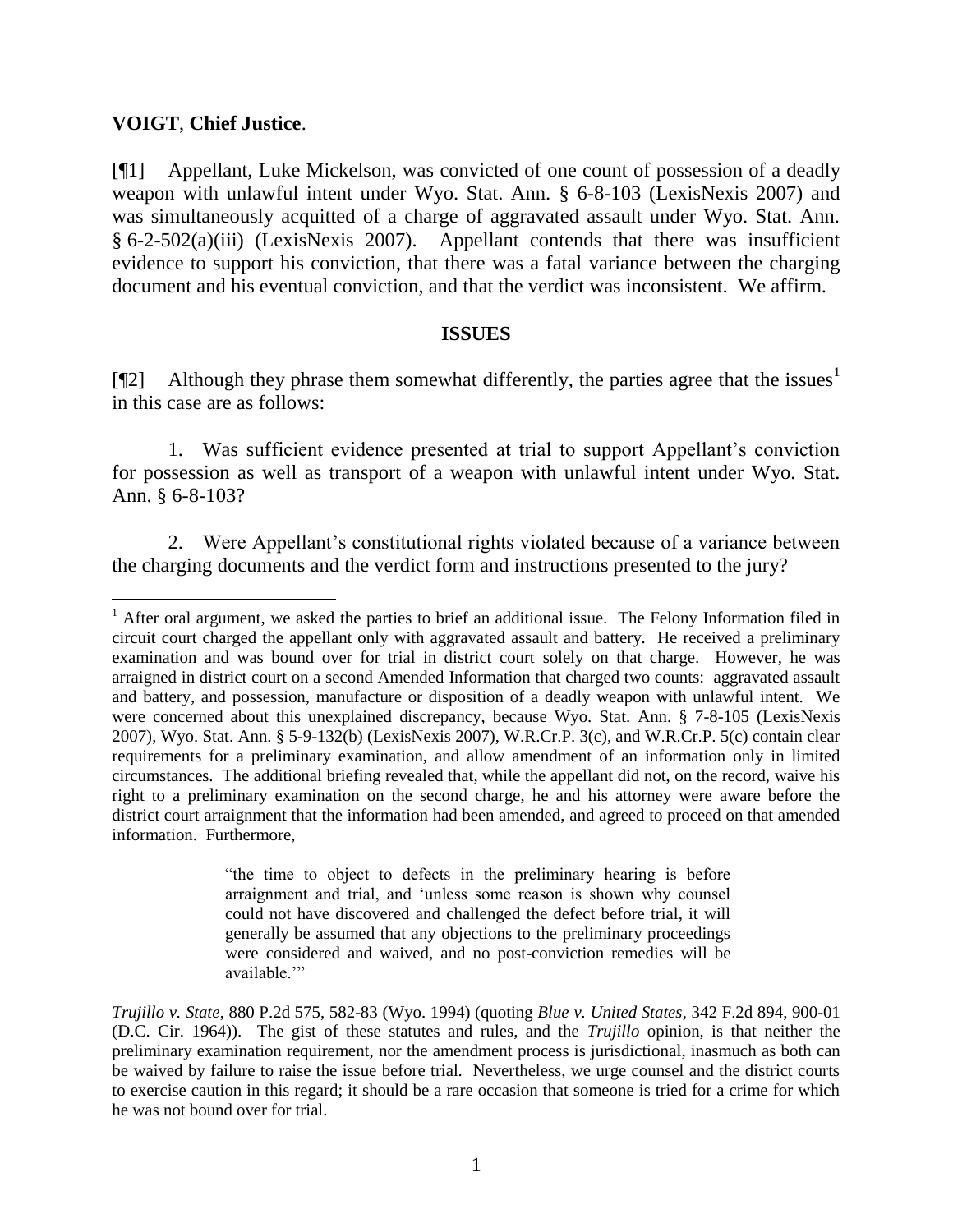**VOIGT**, **Chief Justice**.

[¶1] Appellant, Luke Mickelson, was convicted of one count of possession of a deadly weapon with unlawful intent under Wyo. Stat. Ann. § 6-8-103 (LexisNexis 2007) and was simultaneously acquitted of a charge of aggravated assault under Wyo. Stat. Ann. § 6-2-502(a)(iii) (LexisNexis 2007). Appellant contends that there was insufficient evidence to support his conviction, that there was a fatal variance between the charging document and his eventual conviction, and that the verdict was inconsistent. We affirm.

## ISSUES

[¶2] Although they phrase them somewhat differently, the parties agree that the issues[1] in this case are as follows:

1. Was sufficient evidence presented at trial to support Appellant's conviction for possession as well as transport of a weapon with unlawful intent under Wyo. Stat. Ann. § 6-8-103?

2. Were Appellant's constitutional rights violated because of a variance between the charging documents and the verdict form and instructions presented to the jury?

---

[1] After oral argument, we asked the parties to brief an additional issue. The Felony Information filed in circuit court charged the appellant only with aggravated assault and battery. He received a preliminary examination and was bound over for trial in district court solely on that charge. However, he was arraigned in district court on a second Amended Information that charged two counts: aggravated assault and battery, and possession, manufacture or disposition of a deadly weapon with unlawful intent. We were concerned about this unexplained discrepancy, because Wyo. Stat. Ann. § 7-8-105 (LexisNexis 2007), Wyo. Stat. Ann. § 5-9-132(b) (LexisNexis 2007), W.R.Cr.P. 3(c), and W.R.Cr.P. 5(c) contain clear requirements for a preliminary examination, and allow amendment of an information only in limited circumstances. The additional briefing revealed that, while the appellant did not, on the record, waive his right to a preliminary examination on the second charge, he and his attorney were aware before the district court arraignment that the information had been amended, and agreed to proceed on that amended information. Furthermore,

> "the time to object to defects in the preliminary hearing is before arraignment and trial, and 'unless some reason is shown why counsel could not have discovered and challenged the defect before trial, it will generally be assumed that any objections to the preliminary proceedings were considered and waived, and no post-conviction remedies will be available.'"

*Trujillo v. State*, 880 P.2d 575, 582-83 (Wyo. 1994) (quoting *Blue v. United States*, 342 F.2d 894, 900-01 (D.C. Cir. 1964)). The gist of these statutes and rules, and the *Trujillo* opinion, is that neither the preliminary examination requirement, nor the amendment process is jurisdictional, inasmuch as both can be waived by failure to raise the issue before trial. Nevertheless, we urge counsel and the district courts to exercise caution in this regard; it should be a rare occasion that someone is tried for a crime for which he was not bound over for trial.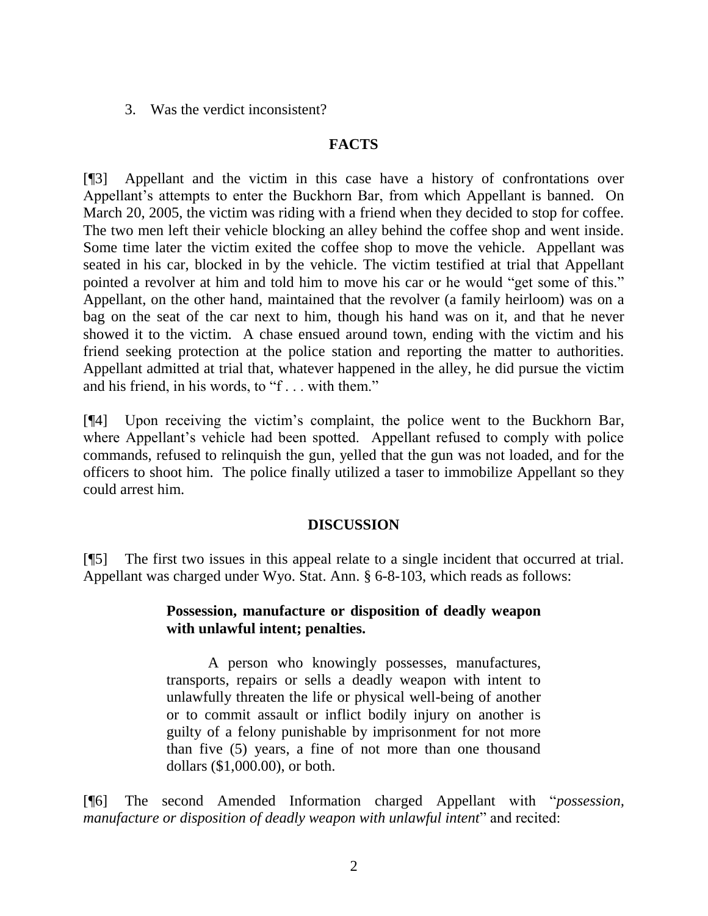3. Was the verdict inconsistent?

## FACTS

[¶3] Appellant and the victim in this case have a history of confrontations over Appellant's attempts to enter the Buckhorn Bar, from which Appellant is banned. On March 20, 2005, the victim was riding with a friend when they decided to stop for coffee. The two men left their vehicle blocking an alley behind the coffee shop and went inside. Some time later the victim exited the coffee shop to move the vehicle. Appellant was seated in his car, blocked in by the vehicle. The victim testified at trial that Appellant pointed a revolver at him and told him to move his car or he would "get some of this." Appellant, on the other hand, maintained that the revolver (a family heirloom) was on a bag on the seat of the car next to him, though his hand was on it, and that he never showed it to the victim. A chase ensued around town, ending with the victim and his friend seeking protection at the police station and reporting the matter to authorities. Appellant admitted at trial that, whatever happened in the alley, he did pursue the victim and his friend, in his words, to "f . . . with them."

[¶4] Upon receiving the victim's complaint, the police went to the Buckhorn Bar, where Appellant's vehicle had been spotted. Appellant refused to comply with police commands, refused to relinquish the gun, yelled that the gun was not loaded, and for the officers to shoot him. The police finally utilized a taser to immobilize Appellant so they could arrest him.

## DISCUSSION

[¶5] The first two issues in this appeal relate to a single incident that occurred at trial. Appellant was charged under Wyo. Stat. Ann. § 6-8-103, which reads as follows:

> **Possession, manufacture or disposition of deadly weapon with unlawful intent; penalties.**
>
> A person who knowingly possesses, manufactures, transports, repairs or sells a deadly weapon with intent to unlawfully threaten the life or physical well-being of another or to commit assault or inflict bodily injury on another is guilty of a felony punishable by imprisonment for not more than five (5) years, a fine of not more than one thousand dollars ($1,000.00), or both.

[¶6] The second Amended Information charged Appellant with "*possession, manufacture or disposition of deadly weapon with unlawful intent*" and recited: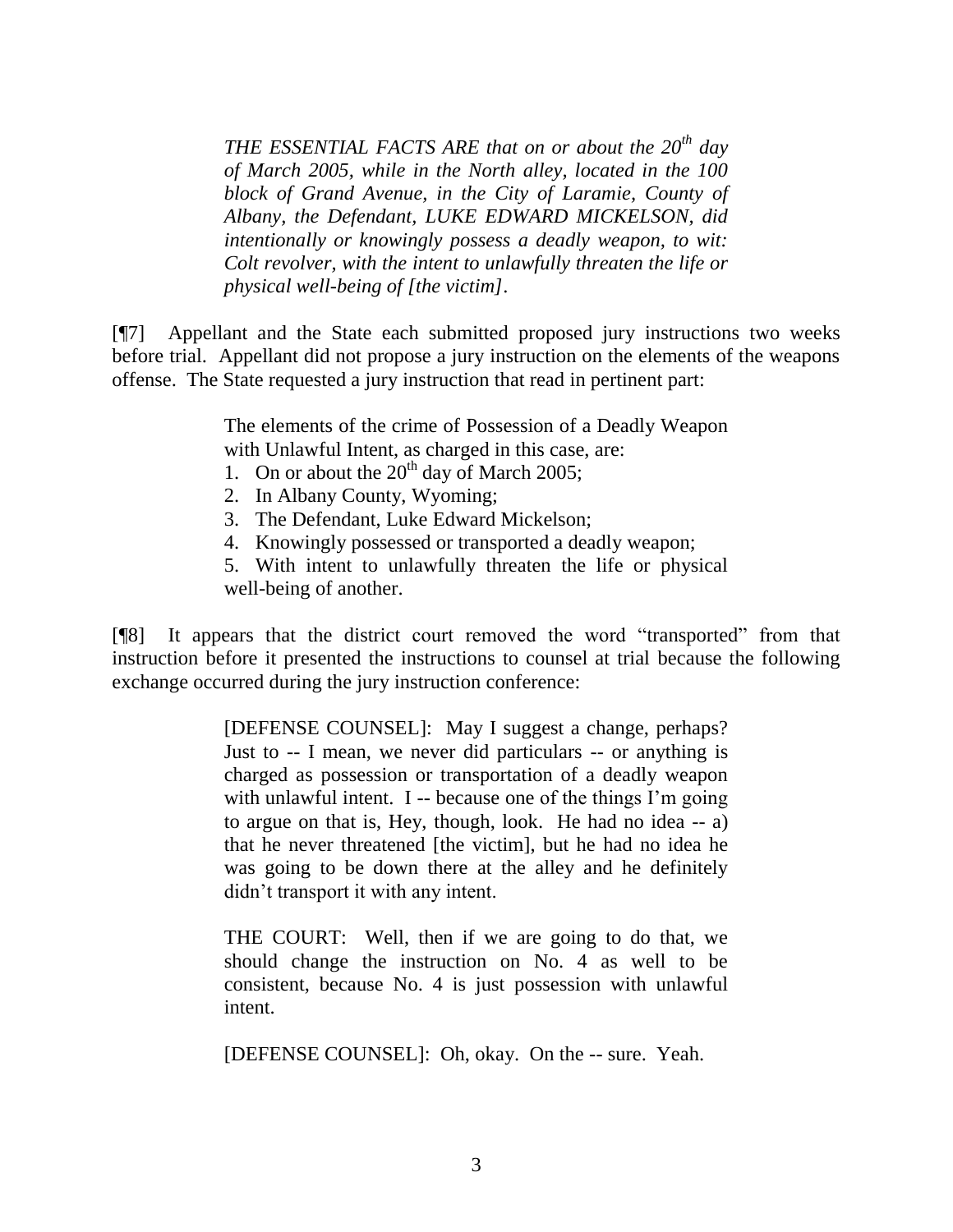> *THE ESSENTIAL FACTS ARE that on or about the 20th day of March 2005, while in the North alley, located in the 100 block of Grand Avenue, in the City of Laramie, County of Albany, the Defendant, LUKE EDWARD MICKELSON, did intentionally or knowingly possess a deadly weapon, to wit: Colt revolver, with the intent to unlawfully threaten the life or physical well-being of [the victim].*

[¶7] Appellant and the State each submitted proposed jury instructions two weeks before trial. Appellant did not propose a jury instruction on the elements of the weapons offense. The State requested a jury instruction that read in pertinent part:

> The elements of the crime of Possession of a Deadly Weapon with Unlawful Intent, as charged in this case, are:
> 1. On or about the 20th day of March 2005;
> 2. In Albany County, Wyoming;
> 3. The Defendant, Luke Edward Mickelson;
> 4. Knowingly possessed or transported a deadly weapon;
> 5. With intent to unlawfully threaten the life or physical well-being of another.

[¶8] It appears that the district court removed the word "transported" from that instruction before it presented the instructions to counsel at trial because the following exchange occurred during the jury instruction conference:

> [DEFENSE COUNSEL]: May I suggest a change, perhaps? Just to -- I mean, we never did particulars -- or anything is charged as possession or transportation of a deadly weapon with unlawful intent. I -- because one of the things I'm going to argue on that is, Hey, though, look. He had no idea -- a) that he never threatened [the victim], but he had no idea he was going to be down there at the alley and he definitely didn't transport it with any intent.
>
> THE COURT: Well, then if we are going to do that, we should change the instruction on No. 4 as well to be consistent, because No. 4 is just possession with unlawful intent.
>
> [DEFENSE COUNSEL]: Oh, okay. On the -- sure. Yeah.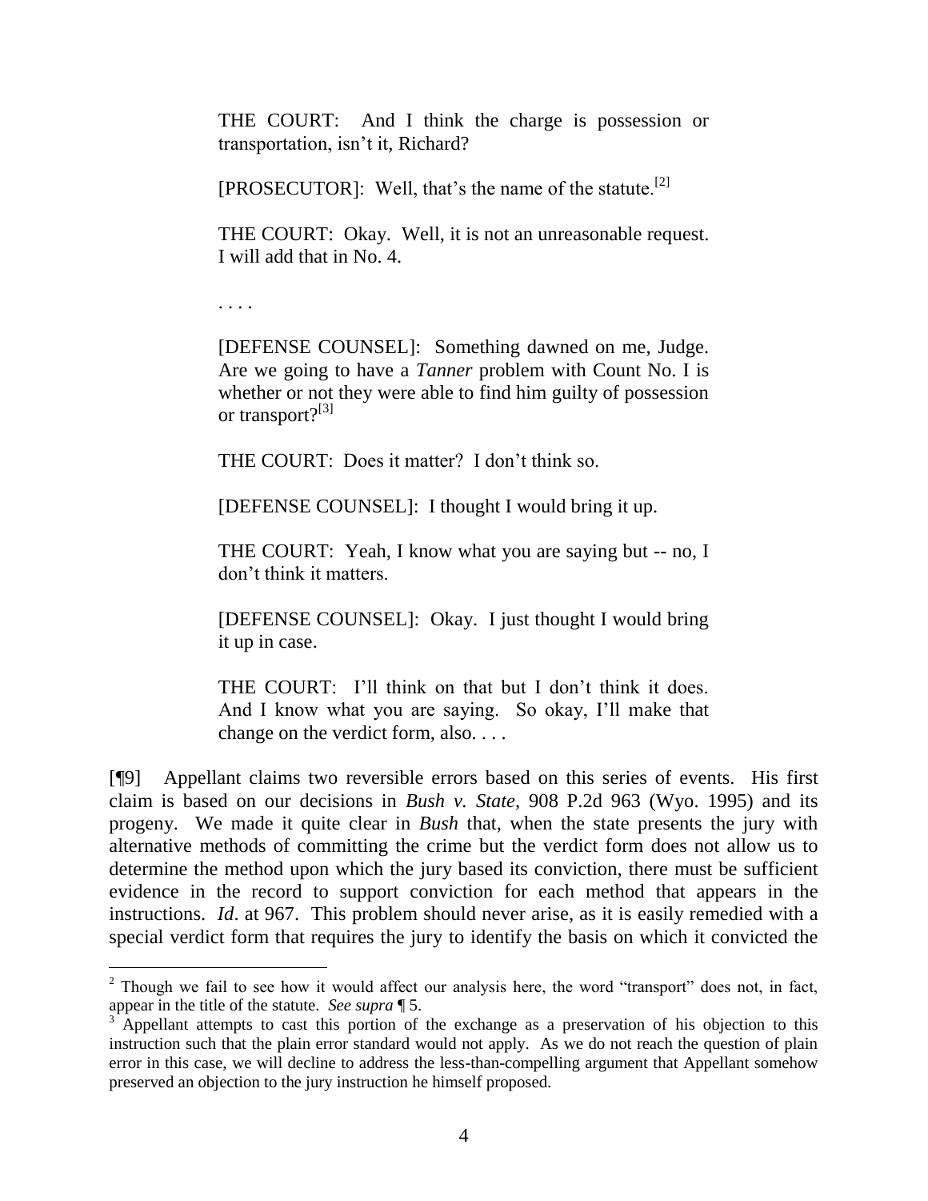THE COURT: And I think the charge is possession or transportation, isn't it, Richard?

[PROSECUTOR]: Well, that's the name of the statute.[2]

THE COURT: Okay. Well, it is not an unreasonable request. I will add that in No. 4.

. . . .

[DEFENSE COUNSEL]: Something dawned on me, Judge. Are we going to have a *Tanner* problem with Count No. I is whether or not they were able to find him guilty of possession or transport?[3]

THE COURT: Does it matter? I don't think so.

[DEFENSE COUNSEL]: I thought I would bring it up.

THE COURT: Yeah, I know what you are saying but -- no, I don't think it matters.

[DEFENSE COUNSEL]: Okay. I just thought I would bring it up in case.

THE COURT: I'll think on that but I don't think it does. And I know what you are saying. So okay, I'll make that change on the verdict form, also. . . .

[¶9] Appellant claims two reversible errors based on this series of events. His first claim is based on our decisions in *Bush v. State*, 908 P.2d 963 (Wyo. 1995) and its progeny. We made it quite clear in *Bush* that, when the state presents the jury with alternative methods of committing the crime but the verdict form does not allow us to determine the method upon which the jury based its conviction, there must be sufficient evidence in the record to support conviction for each method that appears in the instructions. *Id*. at 967. This problem should never arise, as it is easily remedied with a special verdict form that requires the jury to identify the basis on which it convicted the

---

[2] Though we fail to see how it would affect our analysis here, the word "transport" does not, in fact, appear in the title of the statute. *See supra* ¶ 5.

[3] Appellant attempts to cast this portion of the exchange as a preservation of his objection to this instruction such that the plain error standard would not apply. As we do not reach the question of plain error in this case, we will decline to address the less-than-compelling argument that Appellant somehow preserved an objection to the jury instruction he himself proposed.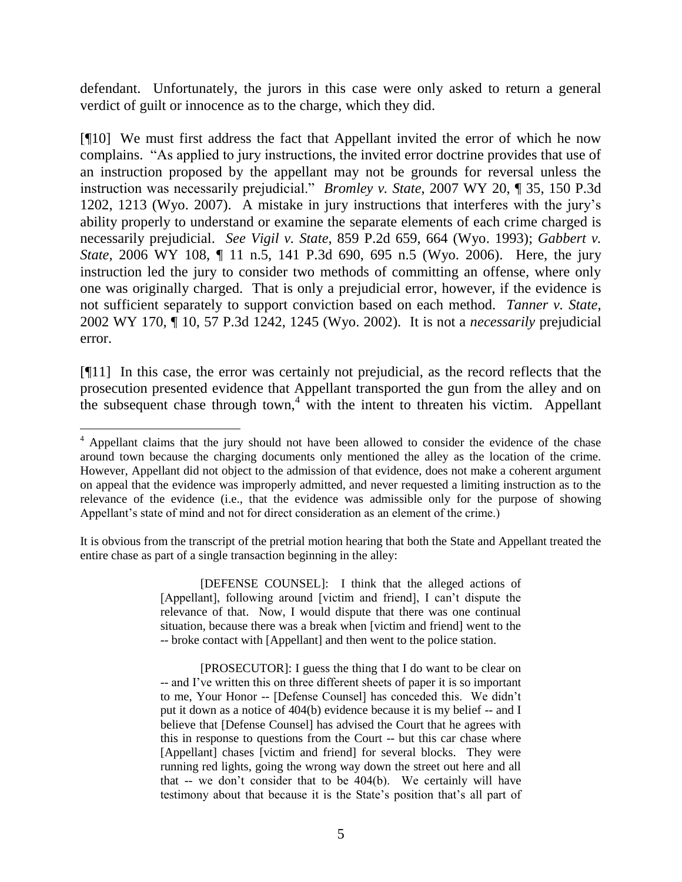defendant. Unfortunately, the jurors in this case were only asked to return a general verdict of guilt or innocence as to the charge, which they did.

[¶10] We must first address the fact that Appellant invited the error of which he now complains. "As applied to jury instructions, the invited error doctrine provides that use of an instruction proposed by the appellant may not be grounds for reversal unless the instruction was necessarily prejudicial." *Bromley v. State*, 2007 WY 20, ¶ 35, 150 P.3d 1202, 1213 (Wyo. 2007). A mistake in jury instructions that interferes with the jury's ability properly to understand or examine the separate elements of each crime charged is necessarily prejudicial. *See Vigil v. State*, 859 P.2d 659, 664 (Wyo. 1993); *Gabbert v. State*, 2006 WY 108, ¶ 11 n.5, 141 P.3d 690, 695 n.5 (Wyo. 2006). Here, the jury instruction led the jury to consider two methods of committing an offense, where only one was originally charged. That is only a prejudicial error, however, if the evidence is not sufficient separately to support conviction based on each method. *Tanner v. State*, 2002 WY 170, ¶ 10, 57 P.3d 1242, 1245 (Wyo. 2002). It is not a *necessarily* prejudicial error.

[¶11] In this case, the error was certainly not prejudicial, as the record reflects that the prosecution presented evidence that Appellant transported the gun from the alley and on the subsequent chase through town,[4] with the intent to threaten his victim. Appellant

---

[4] Appellant claims that the jury should not have been allowed to consider the evidence of the chase around town because the charging documents only mentioned the alley as the location of the crime. However, Appellant did not object to the admission of that evidence, does not make a coherent argument on appeal that the evidence was improperly admitted, and never requested a limiting instruction as to the relevance of the evidence (i.e., that the evidence was admissible only for the purpose of showing Appellant's state of mind and not for direct consideration as an element of the crime.)

It is obvious from the transcript of the pretrial motion hearing that both the State and Appellant treated the entire chase as part of a single transaction beginning in the alley:

> [DEFENSE COUNSEL]: I think that the alleged actions of [Appellant], following around [victim and friend], I can't dispute the relevance of that. Now, I would dispute that there was one continual situation, because there was a break when [victim and friend] went to the -- broke contact with [Appellant] and then went to the police station.
>
> [PROSECUTOR]: I guess the thing that I do want to be clear on -- and I've written this on three different sheets of paper it is so important to me, Your Honor -- [Defense Counsel] has conceded this. We didn't put it down as a notice of 404(b) evidence because it is my belief -- and I believe that [Defense Counsel] has advised the Court that he agrees with this in response to questions from the Court -- but this car chase where [Appellant] chases [victim and friend] for several blocks. They were running red lights, going the wrong way down the street out here and all that -- we don't consider that to be 404(b). We certainly will have testimony about that because it is the State's position that's all part of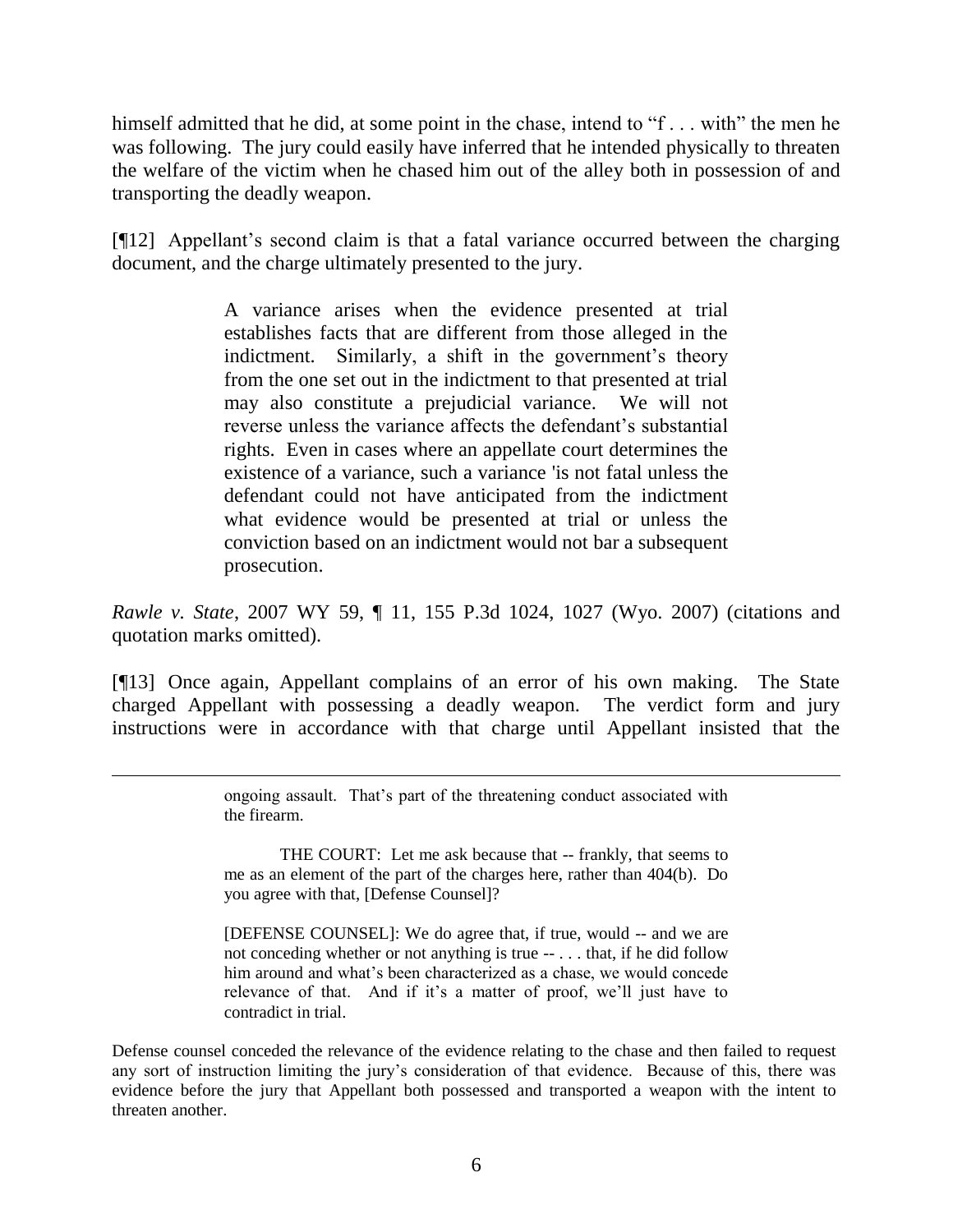himself admitted that he did, at some point in the chase, intend to "f . . . with" the men he was following. The jury could easily have inferred that he intended physically to threaten the welfare of the victim when he chased him out of the alley both in possession of and transporting the deadly weapon.

[¶12] Appellant's second claim is that a fatal variance occurred between the charging document, and the charge ultimately presented to the jury.

> A variance arises when the evidence presented at trial establishes facts that are different from those alleged in the indictment. Similarly, a shift in the government's theory from the one set out in the indictment to that presented at trial may also constitute a prejudicial variance. We will not reverse unless the variance affects the defendant's substantial rights. Even in cases where an appellate court determines the existence of a variance, such a variance 'is not fatal unless the defendant could not have anticipated from the indictment what evidence would be presented at trial or unless the conviction based on an indictment would not bar a subsequent prosecution.

*Rawle v. State*, 2007 WY 59, ¶ 11, 155 P.3d 1024, 1027 (Wyo. 2007) (citations and quotation marks omitted).

[¶13] Once again, Appellant complains of an error of his own making. The State charged Appellant with possessing a deadly weapon. The verdict form and jury instructions were in accordance with that charge until Appellant insisted that the

---

> ongoing assault. That's part of the threatening conduct associated with the firearm.
>
> THE COURT: Let me ask because that -- frankly, that seems to me as an element of the part of the charges here, rather than 404(b). Do you agree with that, [Defense Counsel]?
>
> [DEFENSE COUNSEL]: We do agree that, if true, would -- and we are not conceding whether or not anything is true -- . . . that, if he did follow him around and what's been characterized as a chase, we would concede relevance of that. And if it's a matter of proof, we'll just have to contradict in trial.

Defense counsel conceded the relevance of the evidence relating to the chase and then failed to request any sort of instruction limiting the jury's consideration of that evidence. Because of this, there was evidence before the jury that Appellant both possessed and transported a weapon with the intent to threaten another.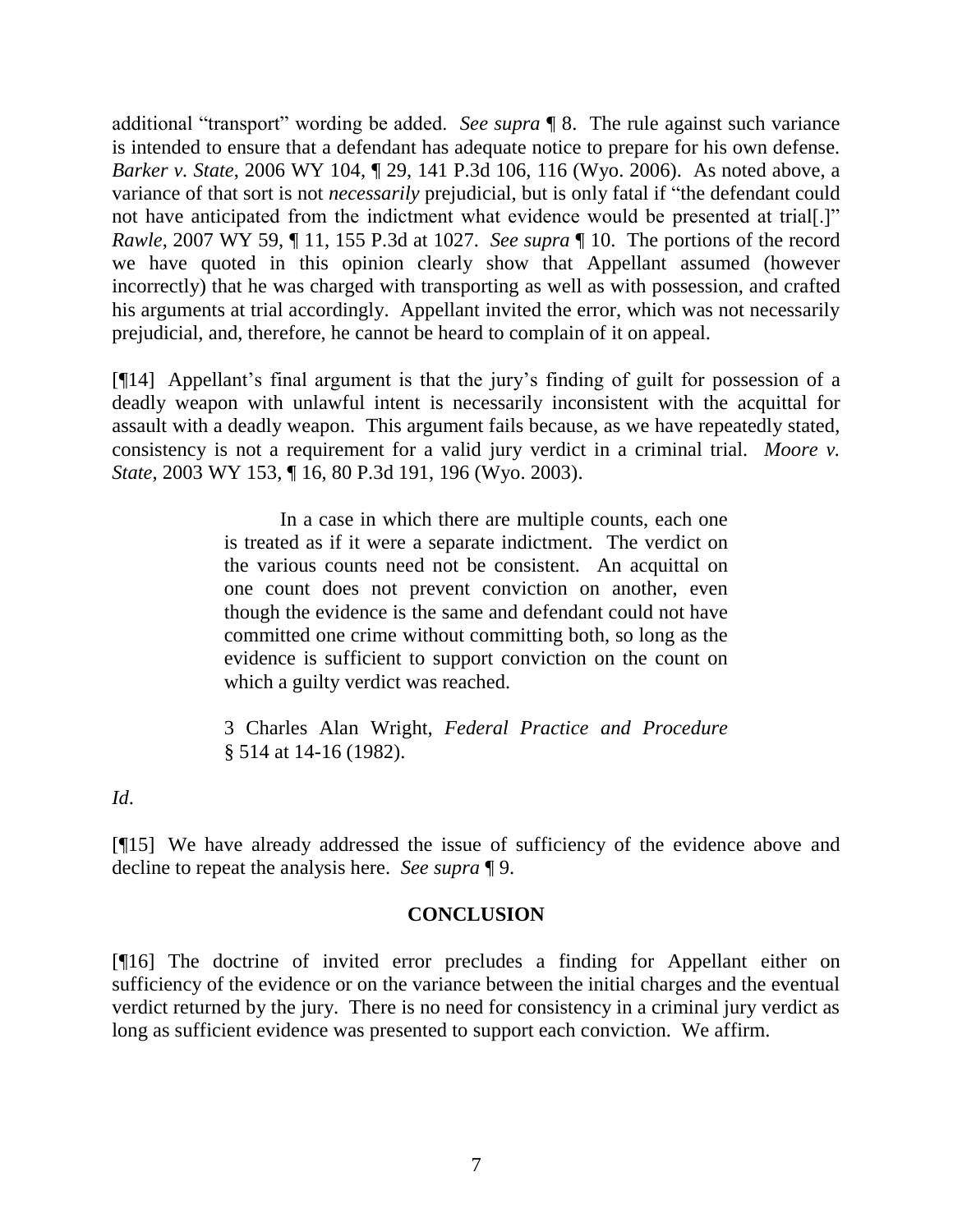additional "transport" wording be added. *See supra* ¶ 8. The rule against such variance is intended to ensure that a defendant has adequate notice to prepare for his own defense. *Barker v. State*, 2006 WY 104, ¶ 29, 141 P.3d 106, 116 (Wyo. 2006). As noted above, a variance of that sort is not *necessarily* prejudicial, but is only fatal if "the defendant could not have anticipated from the indictment what evidence would be presented at trial[.]" *Rawle*, 2007 WY 59, ¶ 11, 155 P.3d at 1027. *See supra* ¶ 10. The portions of the record we have quoted in this opinion clearly show that Appellant assumed (however incorrectly) that he was charged with transporting as well as with possession, and crafted his arguments at trial accordingly. Appellant invited the error, which was not necessarily prejudicial, and, therefore, he cannot be heard to complain of it on appeal.

[¶14] Appellant's final argument is that the jury's finding of guilt for possession of a deadly weapon with unlawful intent is necessarily inconsistent with the acquittal for assault with a deadly weapon. This argument fails because, as we have repeatedly stated, consistency is not a requirement for a valid jury verdict in a criminal trial. *Moore v. State*, 2003 WY 153, ¶ 16, 80 P.3d 191, 196 (Wyo. 2003).

> In a case in which there are multiple counts, each one is treated as if it were a separate indictment. The verdict on the various counts need not be consistent. An acquittal on one count does not prevent conviction on another, even though the evidence is the same and defendant could not have committed one crime without committing both, so long as the evidence is sufficient to support conviction on the count on which a guilty verdict was reached.
>
> 3 Charles Alan Wright, *Federal Practice and Procedure* § 514 at 14-16 (1982).

*Id*.

[¶15] We have already addressed the issue of sufficiency of the evidence above and decline to repeat the analysis here. *See supra* ¶ 9.

## CONCLUSION

[¶16] The doctrine of invited error precludes a finding for Appellant either on sufficiency of the evidence or on the variance between the initial charges and the eventual verdict returned by the jury. There is no need for consistency in a criminal jury verdict as long as sufficient evidence was presented to support each conviction. We affirm.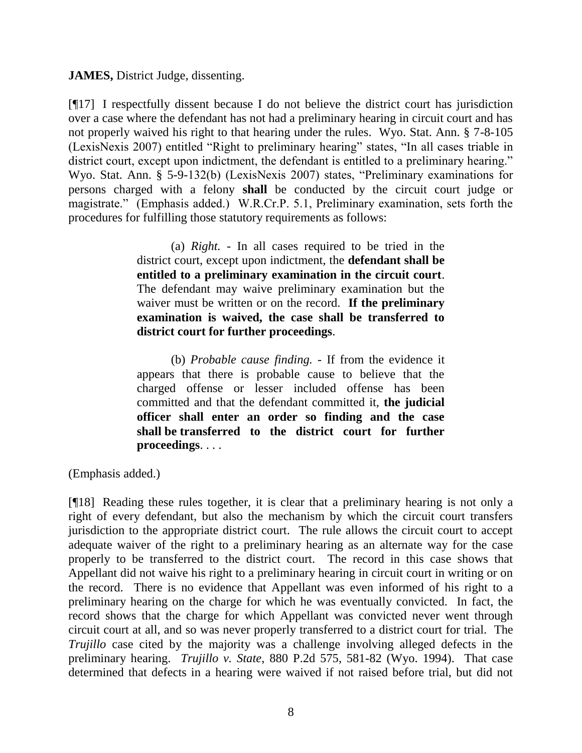**JAMES,** District Judge, dissenting.

[¶17] I respectfully dissent because I do not believe the district court has jurisdiction over a case where the defendant has not had a preliminary hearing in circuit court and has not properly waived his right to that hearing under the rules. Wyo. Stat. Ann. § 7-8-105 (LexisNexis 2007) entitled "Right to preliminary hearing" states, "In all cases triable in district court, except upon indictment, the defendant is entitled to a preliminary hearing." Wyo. Stat. Ann. § 5-9-132(b) (LexisNexis 2007) states, "Preliminary examinations for persons charged with a felony **shall** be conducted by the circuit court judge or magistrate." (Emphasis added.) W.R.Cr.P. 5.1, Preliminary examination, sets forth the procedures for fulfilling those statutory requirements as follows:

> (a) *Right.* - In all cases required to be tried in the district court, except upon indictment, the **defendant shall be entitled to a preliminary examination in the circuit court**. The defendant may waive preliminary examination but the waiver must be written or on the record. **If the preliminary examination is waived, the case shall be transferred to district court for further proceedings**.
>
> (b) *Probable cause finding.* - If from the evidence it appears that there is probable cause to believe that the charged offense or lesser included offense has been committed and that the defendant committed it, **the judicial officer shall enter an order so finding and the case shall be transferred to the district court for further proceedings**. . . .

(Emphasis added.)

[¶18] Reading these rules together, it is clear that a preliminary hearing is not only a right of every defendant, but also the mechanism by which the circuit court transfers jurisdiction to the appropriate district court. The rule allows the circuit court to accept adequate waiver of the right to a preliminary hearing as an alternate way for the case properly to be transferred to the district court. The record in this case shows that Appellant did not waive his right to a preliminary hearing in circuit court in writing or on the record. There is no evidence that Appellant was even informed of his right to a preliminary hearing on the charge for which he was eventually convicted. In fact, the record shows that the charge for which Appellant was convicted never went through circuit court at all, and so was never properly transferred to a district court for trial. The *Trujillo* case cited by the majority was a challenge involving alleged defects in the preliminary hearing. *Trujillo v. State*, 880 P.2d 575, 581-82 (Wyo. 1994). That case determined that defects in a hearing were waived if not raised before trial, but did not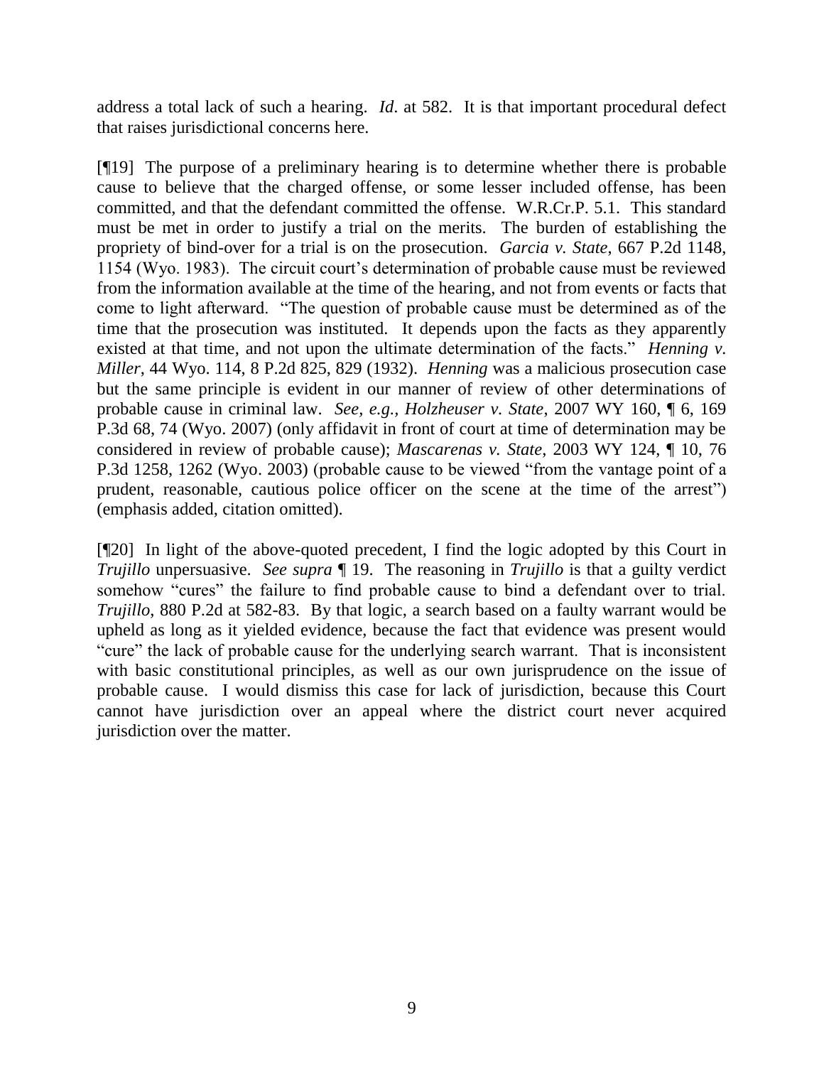address a total lack of such a hearing. *Id*. at 582. It is that important procedural defect that raises jurisdictional concerns here.

[¶19] The purpose of a preliminary hearing is to determine whether there is probable cause to believe that the charged offense, or some lesser included offense, has been committed, and that the defendant committed the offense. W.R.Cr.P. 5.1. This standard must be met in order to justify a trial on the merits. The burden of establishing the propriety of bind-over for a trial is on the prosecution. *Garcia v. State*, 667 P.2d 1148, 1154 (Wyo. 1983). The circuit court's determination of probable cause must be reviewed from the information available at the time of the hearing, and not from events or facts that come to light afterward. "The question of probable cause must be determined as of the time that the prosecution was instituted. It depends upon the facts as they apparently existed at that time, and not upon the ultimate determination of the facts." *Henning v. Miller*, 44 Wyo. 114, 8 P.2d 825, 829 (1932). *Henning* was a malicious prosecution case but the same principle is evident in our manner of review of other determinations of probable cause in criminal law. *See, e.g., Holzheuser v. State*, 2007 WY 160, ¶ 6, 169 P.3d 68, 74 (Wyo. 2007) (only affidavit in front of court at time of determination may be considered in review of probable cause); *Mascarenas v. State*, 2003 WY 124, ¶ 10, 76 P.3d 1258, 1262 (Wyo. 2003) (probable cause to be viewed "from the vantage point of a prudent, reasonable, cautious police officer on the scene at the time of the arrest") (emphasis added, citation omitted).

[¶20] In light of the above-quoted precedent, I find the logic adopted by this Court in *Trujillo* unpersuasive. *See supra* ¶ 19. The reasoning in *Trujillo* is that a guilty verdict somehow "cures" the failure to find probable cause to bind a defendant over to trial. *Trujillo*, 880 P.2d at 582-83. By that logic, a search based on a faulty warrant would be upheld as long as it yielded evidence, because the fact that evidence was present would "cure" the lack of probable cause for the underlying search warrant. That is inconsistent with basic constitutional principles, as well as our own jurisprudence on the issue of probable cause. I would dismiss this case for lack of jurisdiction, because this Court cannot have jurisdiction over an appeal where the district court never acquired jurisdiction over the matter.